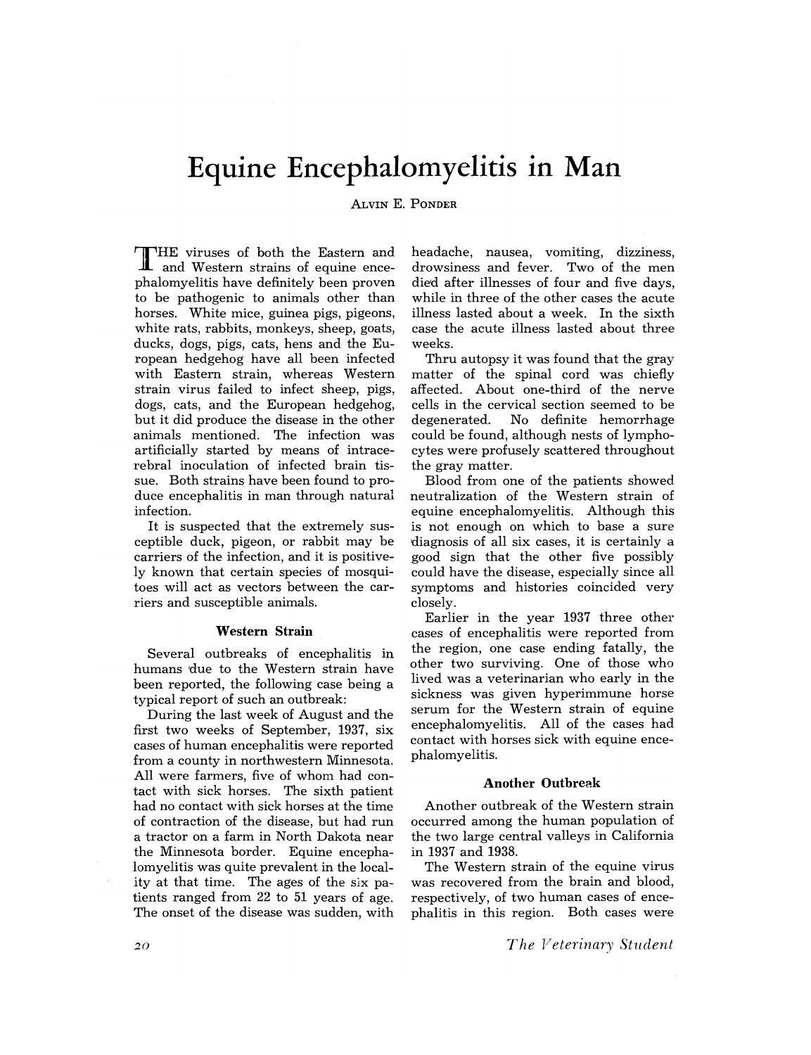# Equine Encephalomyelitis in Man

ALVIN E. PONDER

THE viruses of both the Eastern and and Western strains of equine encephalomyelitis have definitely been proven to be pathogenic to animals other than horses. White mice, guinea pigs, pigeons, white rats, rabbits, monkeys, sheep, goats, ducks, dogs, pigs, cats, hens and the European hedgehog have all been infected with Eastern strain, whereas Western strain virus failed to infect sheep, pigs, dogs, cats, and the European hedgehog, but it did produce the disease in the other animals mentioned. The infection was artificially started by means of intracerebral inoculation of infected brain tissue. Both strains have been found to produce encephalitis in man through natural infection.

It is suspected that the extremely susceptible duck, pigeon, or rabbit may be carriers of the infection, and it is positively known that certain species of mosquitoes will act as vectors between the carriers and susceptible animals.

### Western Strain

Several outbreaks of encephalitis in humans due to the Western strain have been reported, the following case being a typical report of such an outbreak:

During the last week of August and the first two weeks of September, 1937, six cases of human encephalitis were reported from a county in northwestern Minnesota. All were farmers, five of whom had contact with sick horses. The sixth patient had no contact with sick horses at the time of contraction of the disease, but had run a tractor on a farm in North Dakota near the Minnesota border. Equine encephalomyelitis was quite prevalent in the locality at that time. The ages of the six patients ranged from 22 to 51 years of age. The onset of the disease was sudden, with headache, nausea, vomiting, dizziness, drowsiness and fever. Two of the men died after illnesses of four and five days, while in three of the other cases the acute illness lasted about a week. In the sixth case the acute illness lasted about three weeks.

Thru autopsy it was found that the gray matter of the spinal cord was chiefly affected. About one-third of the nerve cells in the cervical section seemed to be degenerated. No definite hemorrhage could be found, although nests of lymphocytes were profusely scattered throughout the gray matter.

Blood from one of the patients showed neutralization of the Western strain of equine encephalomyelitis. Although this is not enough on which to base a sure diagnosis of all six cases, it is certainly a good sign that the other five possibly could have the disease, especially since all symptoms and histories coincided very closely.

Earlier in the year 1937 three other cases of encephalitis were reported from the region, one case ending fatally, the other two surviving. One of those who lived was a veterinarian who early in the sickness was given hyperimmune horse serum for the Western strain of equine encephalomyelitis. All of the cases had contact with horses sick with equine encephalomyelitis.

### Another Outbreak

Another outbreak of the Western strain occurred among the human population of the two large central valleys in California in 1937 and 1938.

The Western strain of the equine virus was recovered from the brain and blood, respectively, of two human cases of encephalitis in this region. Both cases were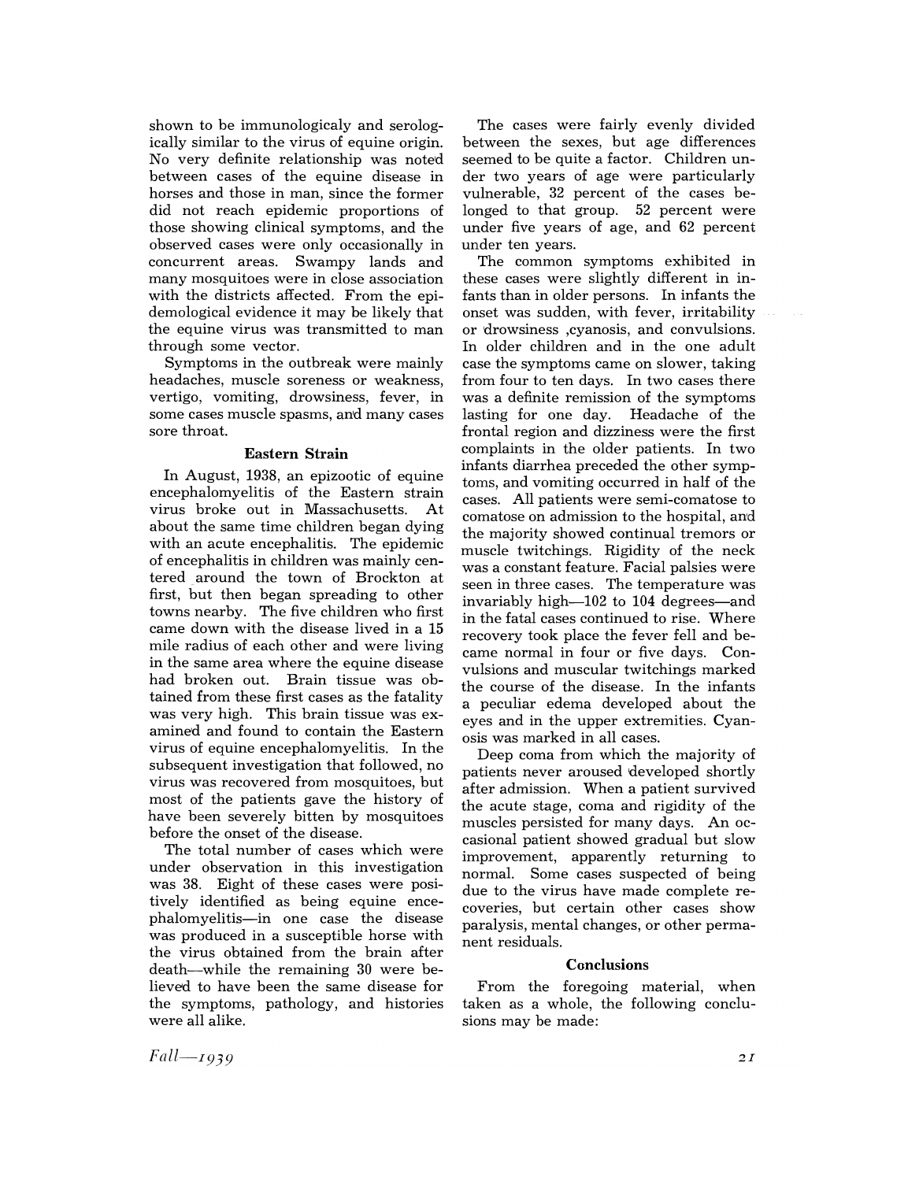shown to be immunologicaly and serologically similar to the virus of equine origin. No very definite relationship was noted between cases of the equine disease in horses and those in man, since the former did not reach epidemic proportions of those showing clinical symptoms, and the observed cases were only occasionally in concurrent areas. Swampy lands and many mosquitoes were in close association with the districts affected. From the epidemological evidence it may be likely that the equine virus was transmitted to man through some vector.

Symptoms in the outbreak were mainly headaches, muscle soreness or weakness, vertigo, vomiting, drowsiness, fever, in some cases muscle spasms, and many cases sore throat.

### Eastern Strain

In August, 1938, an epizootic of equine encephalomyelitis of the Eastern strain virus broke out in Massachusetts. At about the same time children began dying with an acute encephalitis. The epidemic of encephalitis in children was mainly centered around the town of Brockton at first, but then began spreading to other towns nearby. The five children who first came down with the disease lived in a 15 mile radius of each other and were living in the same area where the equine disease had broken out. Brain tissue was obtained from these first cases as the fatality was very high. This brain tissue was examined and found to contain the Eastern virus of equine encephalomyelitis. In the subsequent investigation that followed, no virus was recovered from mosquitoes, but most of the patients gave the history of have been severely bitten by mosquitoes before the onset of the disease.

The total number of cases which were under observation in this investigation was 38. Eight of these cases were positively identified as being equine encephalomyelitis—in one case the disease was produced in a susceptible horse with the virus obtained from the brain after death—while the remaining 30 were believed to have been the same disease for the symptoms, pathology, and histories were all alike.

The cases were fairly evenly divided between the sexes, but age differences seemed to be quite a factor. Children under two years of age were particularly vulnerable, 32 percent of the cases belonged to that group. 52 percent were under five years of age, and 62 percent under ten years.

The common symptoms exhibited in these cases were slightly different in infants than in older persons. In infants the onset was sudden, with fever, irritability or drowsiness ,cyanosis, and convulsions. In older children and in the one adult case the symptoms came on slower, taking from four to ten days. In two cases there was a definite remission of the symptoms lasting for one day. Headache of the frontal region and dizziness were the first complaints in the older patients. In two infants diarrhea preceded the other symptoms, and vomiting occurred in half of the cases. All patients were semi-comatose to comatose on admission to the hospital, and the majority showed continual tremors or muscle twitchings. Rigidity of the neck was a constant feature. Facial palsies were seen in three cases. The temperature was invariably high—102 to 104 degrees—and in the fatal cases continued to rise. Where recovery took place the fever fell and became normal in four or five days. Convulsions and muscular twitchings marked the course of the disease. In the infants a peculiar edema developed about the eyes and in the upper extremities. Cyanosis was marked in all cases.

Deep coma from which the majority of patients never aroused developed shortly after admission. When a patient survived the acute stage, coma and rigidity of the muscles persisted for many days. An occasional patient showed gradual but slow improvement, apparently returning to normal. Some cases suspected of being due to the virus have made complete recoveries, but certain other cases show paralysis, mental changes, or other permanent residuals.

### Conclusions

From the foregoing material, when taken as a whole, the following conclusions may be made: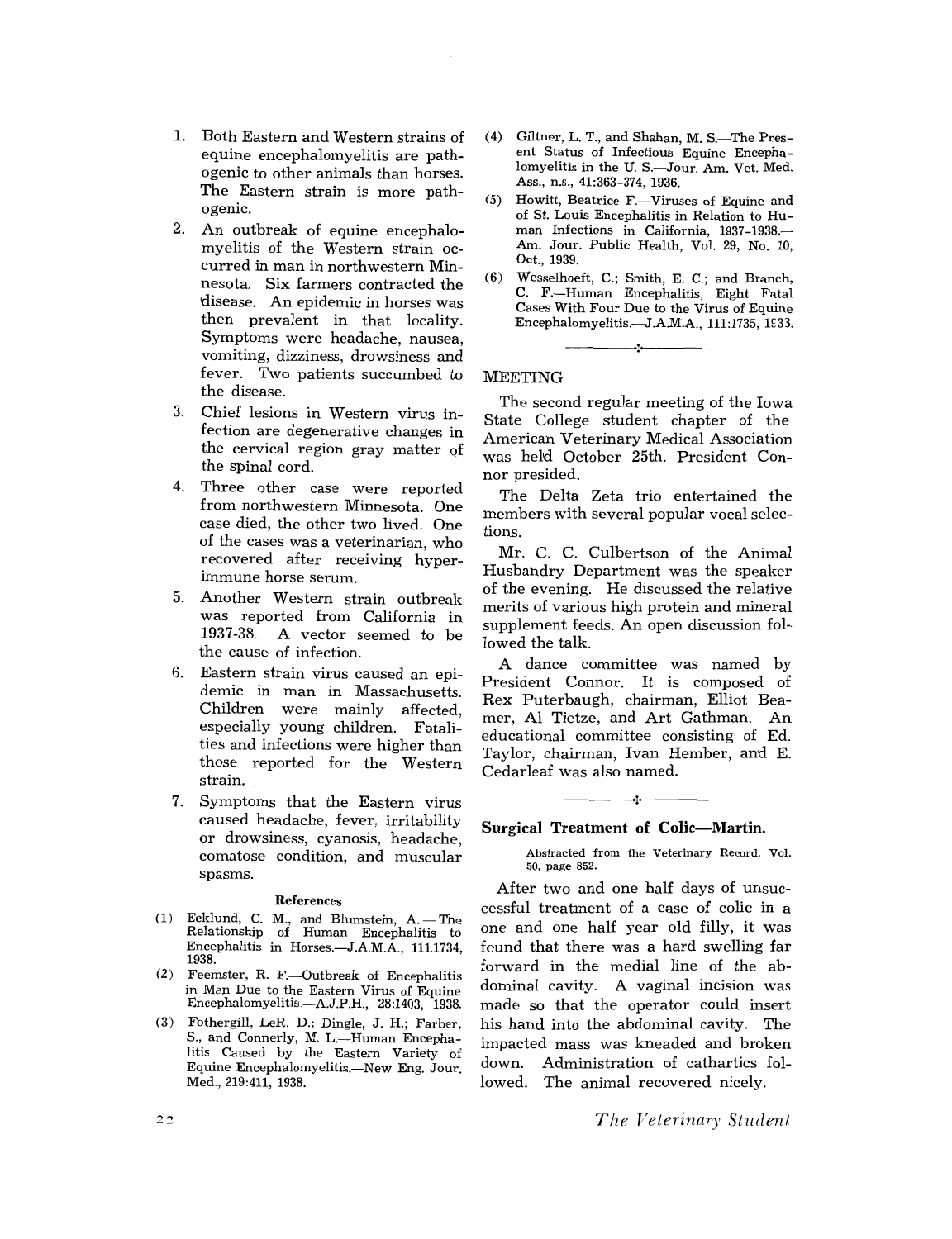1. Both Eastern and Western strains of equine encephalomyelitis are pathogenic to other animals than horses. The Eastern strain is more pathogenic.
2. An outbreak of equine encephalomyelitis of the Western strain occurred in man in northwestern Minnesota. Six farmers contracted the disease. An epidemic in horses was then prevalent in that locality. Symptoms were headache, nausea, vomiting, dizziness, drowsiness and fever. Two patients succumbed to the disease.
3. Chief lesions in Western virus infection are degenerative changes in the cervical region gray matter of the spinal cord.
4. Three other case were reported from northwestern Minnesota. One case died, the other two lived. One of the cases was a veterinarian, who recovered after receiving hyperimmune horse serum.
5. Another Western strain outbreak was reported from California in 1937-38. A vector seemed to be the cause of infection.
6. Eastern strain virus caused an epidemic in man in Massachusetts. Children were mainly affected, especially young children. Fatalities and infections were higher than those reported for the Western strain.
7. Symptoms that the Eastern virus caused headache, fever, irritability or drowsiness, cyanosis, headache, comatose condition, and muscular spasms.

**References**

(1) Ecklund, C. M., and Blumstein, A. — The Relationship of Human Encephalitis to Encephalitis in Horses.—J.A.M.A., 111.1734, 1938.

(2) Feemster, R. F.—Outbreak of Encephalitis in Man Due to the Eastern Virus of Equine Encephalomyelitis.—A.J.P.H., 28:1403, 1938.

(3) Fothergill, LeR. D.; Dingle, J. H.; Farber, S., and Connerly, M. L.—Human Encephalitis Caused by the Eastern Variety of Equine Encephalomyelitis.—New Eng. Jour. Med., 219:411, 1938.

(4) Giltner, L. T., and Shahan, M. S.—The Present Status of Infectious Equine Encephalomyelitis in the U. S.—Jour. Am. Vet. Med. Ass., n.s., 41:363-374, 1936.

(5) Howitt, Beatrice F.—Viruses of Equine and of St. Louis Encephalitis in Relation to Human Infections in California, 1937-1938.—Am. Jour. Public Health, Vol. 29, No. 10, Oct., 1939.

(6) Wesselhoeft, C.; Smith, E. C.; and Branch, C. F.—Human Encephalitis, Eight Fatal Cases With Four Due to the Virus of Equine Encephalomyelitis.—J.A.M.A., 111:1735, 1933.

## MEETING

The second regular meeting of the Iowa State College student chapter of the American Veterinary Medical Association was held October 25th. President Connor presided.

The Delta Zeta trio entertained the members with several popular vocal selections.

Mr. C. C. Culbertson of the Animal Husbandry Department was the speaker of the evening. He discussed the relative merits of various high protein and mineral supplement feeds. An open discussion followed the talk.

A dance committee was named by President Connor. It is composed of Rex Puterbaugh, chairman, Elliot Beamer, Al Tietze, and Art Gathman. An educational committee consisting of Ed. Taylor, chairman, Ivan Hember, and E. Cedarleaf was also named.

## Surgical Treatment of Colic—Martin.

Abstracted from the Veterinary Record, Vol. 50, page 852.

After two and one half days of unsuccessful treatment of a case of colic in a one and one half year old filly, it was found that there was a hard swelling far forward in the medial line of the abdominal cavity. A vaginal incision was made so that the operator could insert his hand into the abdominal cavity. The impacted mass was kneaded and broken down. Administration of cathartics followed. The animal recovered nicely.